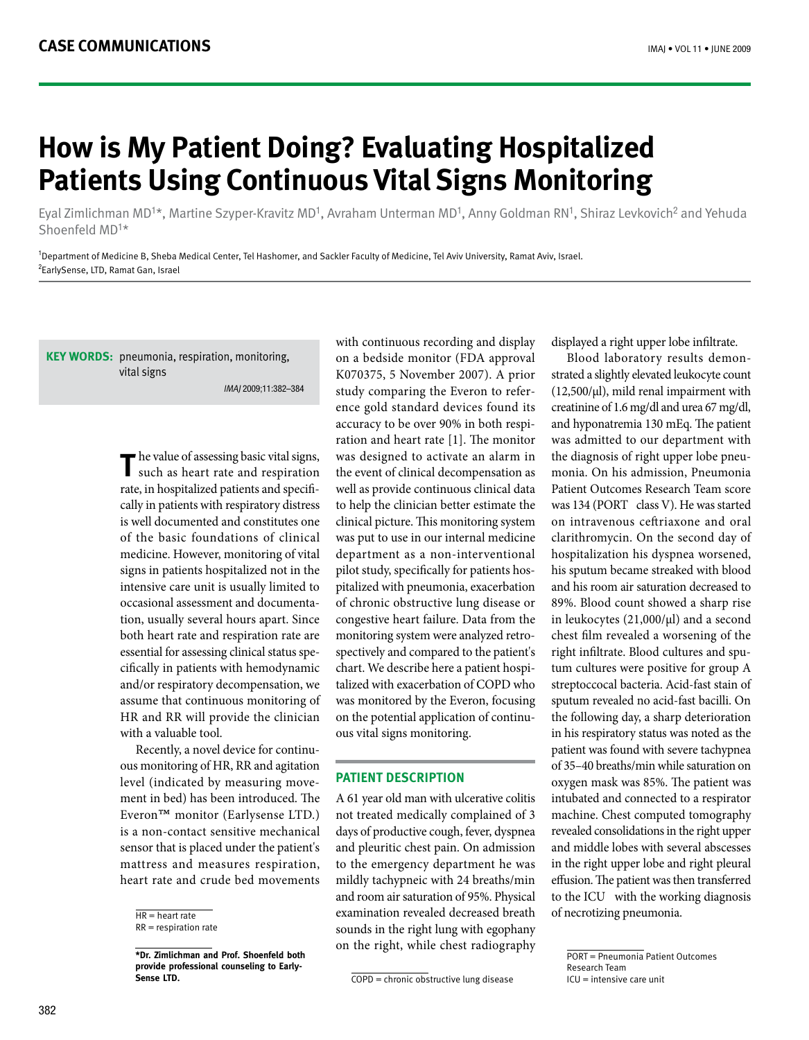# How is My Patient Doing? Evaluating Hospitalized Patients Using Continuous Vital Signs Monitoring

Eyal Zimlichman MD[1]*, Martine Szyper-Kravitz MD[1], Avraham Unterman MD[1], Anny Goldman RN[1], Shiraz Levkovich[2] and Yehuda Shoenfeld MD[1]*

[1]Department of Medicine B, Sheba Medical Center, Tel Hashomer, and Sackler Faculty of Medicine, Tel Aviv University, Ramat Aviv, Israel.
[2]EarlySense, LTD, Ramat Gan, Israel

**KEY WORDS:** pneumonia, respiration, monitoring, vital signs

*IMAJ* 2009;11:382–384

The value of assessing basic vital signs, such as heart rate and respiration rate, in hospitalized patients and specifically in patients with respiratory distress is well documented and constitutes one of the basic foundations of clinical medicine. However, monitoring of vital signs in patients hospitalized not in the intensive care unit is usually limited to occasional assessment and documentation, usually several hours apart. Since both heart rate and respiration rate are essential for assessing clinical status specifically in patients with hemodynamic and/or respiratory decompensation, we assume that continuous monitoring of HR and RR will provide the clinician with a valuable tool.

Recently, a novel device for continuous monitoring of HR, RR and agitation level (indicated by measuring movement in bed) has been introduced. The Everon™ monitor (Earlysense LTD.) is a non-contact sensitive mechanical sensor that is placed under the patient's mattress and measures respiration, heart rate and crude bed movements with continuous recording and display on a bedside monitor (FDA approval K070375, 5 November 2007). A prior study comparing the Everon to reference gold standard devices found its accuracy to be over 90% in both respiration and heart rate [1]. The monitor was designed to activate an alarm in the event of clinical decompensation as well as provide continuous clinical data to help the clinician better estimate the clinical picture. This monitoring system was put to use in our internal medicine department as a non-interventional pilot study, specifically for patients hospitalized with pneumonia, exacerbation of chronic obstructive lung disease or congestive heart failure. Data from the monitoring system were analyzed retrospectively and compared to the patient's chart. We describe here a patient hospitalized with exacerbation of COPD who was monitored by the Everon, focusing on the potential application of continuous vital signs monitoring.

HR = heart rate
RR = respiration rate

**\*Dr. Zimlichman and Prof. Shoenfeld both provide professional counseling to Early-Sense LTD.**

## PATIENT DESCRIPTION

A 61 year old man with ulcerative colitis not treated medically complained of 3 days of productive cough, fever, dyspnea and pleuritic chest pain. On admission to the emergency department he was mildly tachypneic with 24 breaths/min and room air saturation of 95%. Physical examination revealed decreased breath sounds in the right lung with egophany on the right, while chest radiography displayed a right upper lobe infiltrate.

Blood laboratory results demonstrated a slightly elevated leukocyte count (12,500/μl), mild renal impairment with creatinine of 1.6 mg/dl and urea 67 mg/dl, and hyponatremia 130 mEq. The patient was admitted to our department with the diagnosis of right upper lobe pneumonia. On his admission, Pneumonia Patient Outcomes Research Team score was 134 (PORT class V). He was started on intravenous ceftriaxone and oral clarithromycin. On the second day of hospitalization his dyspnea worsened, his sputum became streaked with blood and his room air saturation decreased to 89%. Blood count showed a sharp rise in leukocytes (21,000/μl) and a second chest film revealed a worsening of the right infiltrate. Blood cultures and sputum cultures were positive for group A streptococcal bacteria. Acid-fast stain of sputum revealed no acid-fast bacilli. On the following day, a sharp deterioration in his respiratory status was noted as the patient was found with severe tachypnea of 35–40 breaths/min while saturation on oxygen mask was 85%. The patient was intubated and connected to a respirator machine. Chest computed tomography revealed consolidations in the right upper and middle lobes with several abscesses in the right upper lobe and right pleural effusion. The patient was then transferred to the ICU with the working diagnosis of necrotizing pneumonia.

COPD = chronic obstructive lung disease

PORT = Pneumonia Patient Outcomes Research Team
ICU = intensive care unit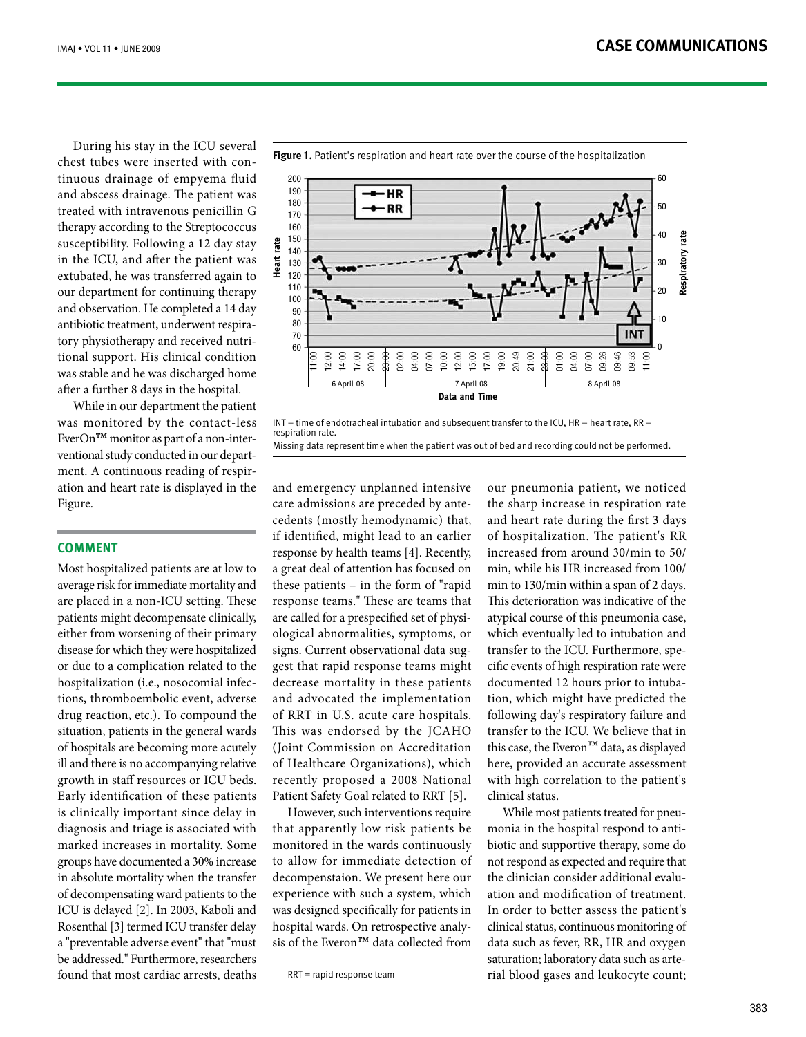During his stay in the ICU several chest tubes were inserted with continuous drainage of empyema fluid and abscess drainage. The patient was treated with intravenous penicillin G therapy according to the Streptococcus susceptibility. Following a 12 day stay in the ICU, and after the patient was extubated, he was transferred again to our department for continuing therapy and observation. He completed a 14 day antibiotic treatment, underwent respiratory physiotherapy and received nutritional support. His clinical condition was stable and he was discharged home after a further 8 days in the hospital.

While in our department the patient was monitored by the contact-less EverOn™ monitor as part of a non-interventional study conducted in our department. A continuous reading of respiration and heart rate is displayed in the Figure.

**Figure 1.** Patient's respiration and heart rate over the course of the hospitalization

INT = time of endotracheal intubation and subsequent transfer to the ICU, HR = heart rate, RR = respiration rate.
Missing data represent time when the patient was out of bed and recording could not be performed.

## COMMENT

Most hospitalized patients are at low to average risk for immediate mortality and are placed in a non-ICU setting. These patients might decompensate clinically, either from worsening of their primary disease for which they were hospitalized or due to a complication related to the hospitalization (i.e., nosocomial infections, thromboembolic event, adverse drug reaction, etc.). To compound the situation, patients in the general wards of hospitals are becoming more acutely ill and there is no accompanying relative growth in staff resources or ICU beds. Early identification of these patients is clinically important since delay in diagnosis and triage is associated with marked increases in mortality. Some groups have documented a 30% increase in absolute mortality when the transfer of decompensating ward patients to the ICU is delayed [2]. In 2003, Kaboli and Rosenthal [3] termed ICU transfer delay a "preventable adverse event" that "must be addressed." Furthermore, researchers found that most cardiac arrests, deaths and emergency unplanned intensive care admissions are preceded by antecedents (mostly hemodynamic) that, if identified, might lead to an earlier response by health teams [4]. Recently, a great deal of attention has focused on these patients – in the form of "rapid response teams." These are teams that are called for a prespecified set of physiological abnormalities, symptoms, or signs. Current observational data suggest that rapid response teams might decrease mortality in these patients and advocated the implementation of RRT in U.S. acute care hospitals. This was endorsed by the JCAHO (Joint Commission on Accreditation of Healthcare Organizations), which recently proposed a 2008 National Patient Safety Goal related to RRT [5].

However, such interventions require that apparently low risk patients be monitored in the wards continuously to allow for immediate detection of decompenstaion. We present here our experience with such a system, which was designed specifically for patients in hospital wards. On retrospective analysis of the Everon™ data collected from our pneumonia patient, we noticed the sharp increase in respiration rate and heart rate during the first 3 days of hospitalization. The patient's RR increased from around 30/min to 50/min, while his HR increased from 100/min to 130/min within a span of 2 days. This deterioration was indicative of the atypical course of this pneumonia case, which eventually led to intubation and transfer to the ICU. Furthermore, specific events of high respiration rate were documented 12 hours prior to intubation, which might have predicted the following day's respiratory failure and transfer to the ICU. We believe that in this case, the Everon™ data, as displayed here, provided an accurate assessment with high correlation to the patient's clinical status.

While most patients treated for pneumonia in the hospital respond to antibiotic and supportive therapy, some do not respond as expected and require that the clinician consider additional evaluation and modification of treatment. In order to better assess the patient's clinical status, continuous monitoring of data such as fever, RR, HR and oxygen saturation; laboratory data such as arterial blood gases and leukocyte count;

RRT = rapid response team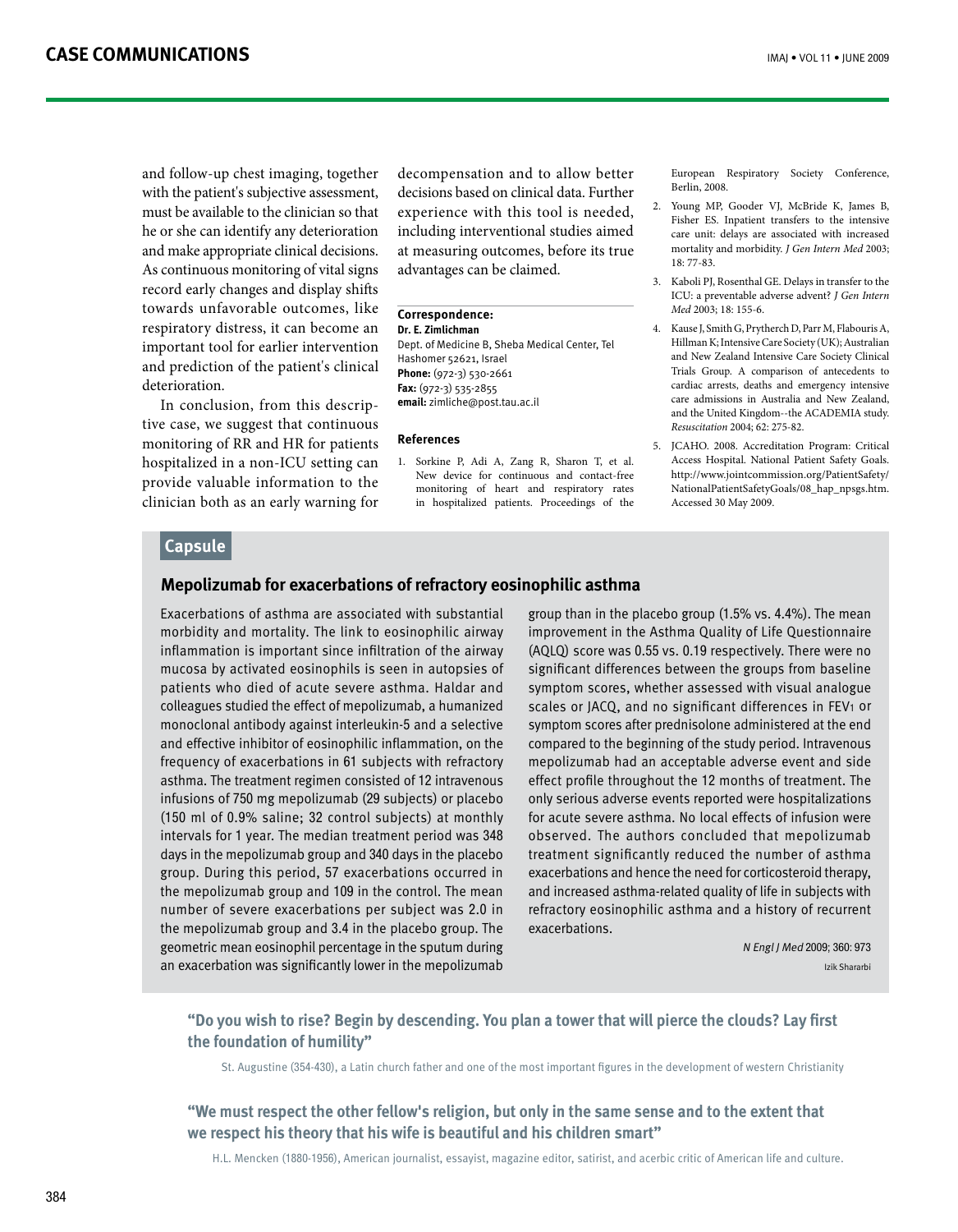and follow-up chest imaging, together with the patient's subjective assessment, must be available to the clinician so that he or she can identify any deterioration and make appropriate clinical decisions. As continuous monitoring of vital signs record early changes and display shifts towards unfavorable outcomes, like respiratory distress, it can become an important tool for earlier intervention and prediction of the patient's clinical deterioration.

In conclusion, from this descriptive case, we suggest that continuous monitoring of RR and HR for patients hospitalized in a non-ICU setting can provide valuable information to the clinician both as an early warning for decompensation and to allow better decisions based on clinical data. Further experience with this tool is needed, including interventional studies aimed at measuring outcomes, before its true advantages can be claimed.

**Correspondence:**
**Dr. E. Zimlichman**
Dept. of Medicine B, Sheba Medical Center, Tel Hashomer 52621, Israel
**Phone:** (972-3) 530-2661
**Fax:** (972-3) 535-2855
**email:** zimliche@post.tau.ac.il

#### References

1. Sorkine P, Adi A, Zang R, Sharon T, et al. New device for continuous and contact-free monitoring of heart and respiratory rates in hospitalized patients. Proceedings of the European Respiratory Society Conference, Berlin, 2008.
2. Young MP, Gooder VJ, McBride K, James B, Fisher ES. Inpatient transfers to the intensive care unit: delays are associated with increased mortality and morbidity. *J Gen Intern Med* 2003; 18: 77-83.
3. Kaboli PJ, Rosenthal GE. Delays in transfer to the ICU: a preventable adverse advent? *J Gen Intern Med* 2003; 18: 155-6.
4. Kause J, Smith G, Prytherch D, Parr M, Flabouris A, Hillman K; Intensive Care Society (UK); Australian and New Zealand Intensive Care Society Clinical Trials Group. A comparison of antecedents to cardiac arrests, deaths and emergency intensive care admissions in Australia and New Zealand, and the United Kingdom--the ACADEMIA study. *Resuscitation* 2004; 62: 275-82.
5. JCAHO. 2008. Accreditation Program: Critical Access Hospital. National Patient Safety Goals. http://www.jointcommission.org/PatientSafety/NationalPatientSafetyGoals/08_hap_npsgs.htm. Accessed 30 May 2009.

## Capsule

### Mepolizumab for exacerbations of refractory eosinophilic asthma

Exacerbations of asthma are associated with substantial morbidity and mortality. The link to eosinophilic airway inflammation is important since infiltration of the airway mucosa by activated eosinophils is seen in autopsies of patients who died of acute severe asthma. Haldar and colleagues studied the effect of mepolizumab, a humanized monoclonal antibody against interleukin-5 and a selective and effective inhibitor of eosinophilic inflammation, on the frequency of exacerbations in 61 subjects with refractory asthma. The treatment regimen consisted of 12 intravenous infusions of 750 mg mepolizumab (29 subjects) or placebo (150 ml of 0.9% saline; 32 control subjects) at monthly intervals for 1 year. The median treatment period was 348 days in the mepolizumab group and 340 days in the placebo group. During this period, 57 exacerbations occurred in the mepolizumab group and 109 in the control. The mean number of severe exacerbations per subject was 2.0 in the mepolizumab group and 3.4 in the placebo group. The geometric mean eosinophil percentage in the sputum during an exacerbation was significantly lower in the mepolizumab group than in the placebo group (1.5% vs. 4.4%). The mean improvement in the Asthma Quality of Life Questionnaire (AQLQ) score was 0.55 vs. 0.19 respectively. There were no significant differences between the groups from baseline symptom scores, whether assessed with visual analogue scales or JACQ, and no significant differences in $FEV_1$ or symptom scores after prednisolone administered at the end compared to the beginning of the study period. Intravenous mepolizumab had an acceptable adverse event and side effect profile throughout the 12 months of treatment. The only serious adverse events reported were hospitalizations for acute severe asthma. No local effects of infusion were observed. The authors concluded that mepolizumab treatment significantly reduced the number of asthma exacerbations and hence the need for corticosteroid therapy, and increased asthma-related quality of life in subjects with refractory eosinophilic asthma and a history of recurrent exacerbations.

*N Engl J Med* 2009; 360: 973

Izik Shararbi

**"Do you wish to rise? Begin by descending. You plan a tower that will pierce the clouds? Lay first the foundation of humility"**

St. Augustine (354-430), a Latin church father and one of the most important figures in the development of western Christianity

**"We must respect the other fellow's religion, but only in the same sense and to the extent that we respect his theory that his wife is beautiful and his children smart"**

H.L. Mencken (1880-1956), American journalist, essayist, magazine editor, satirist, and acerbic critic of American life and culture.